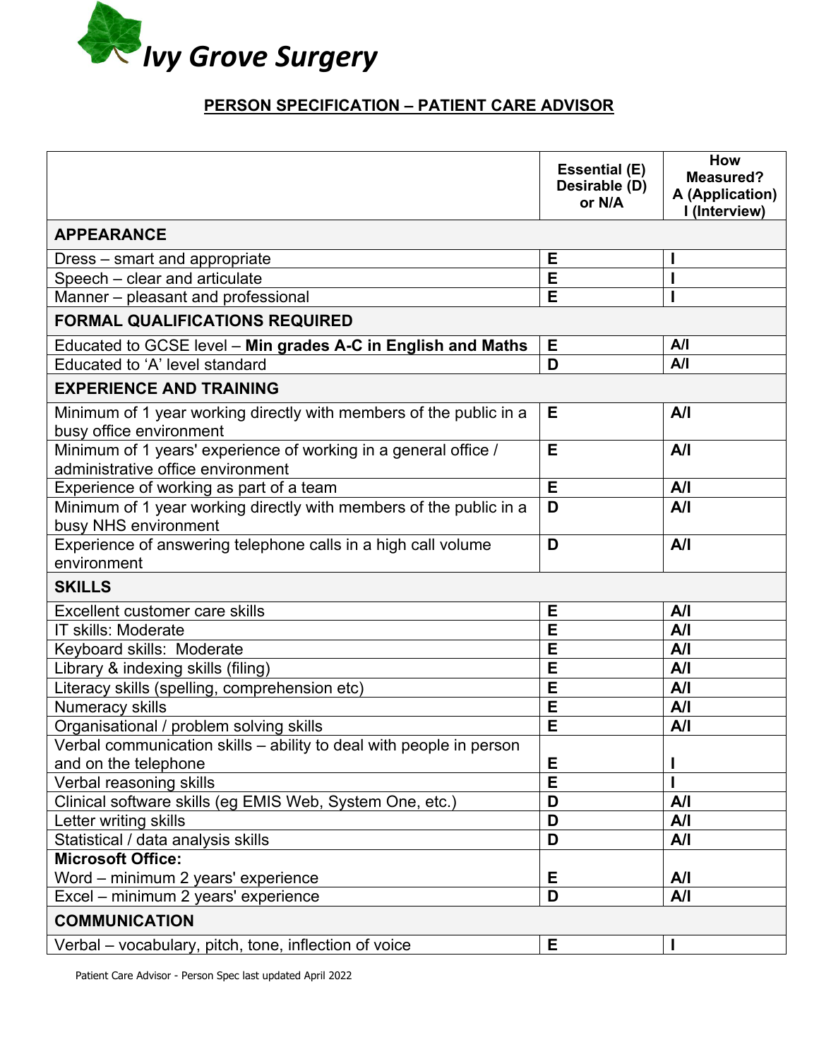Ivy Grove Surgery

# PERSON SPECIFICATION – PATIENT CARE ADVISOR

| | Essential (E) Desirable (D) or N/A | How Measured? A (Application) I (Interview) |
|---|---|---|
| **APPEARANCE** | | |
| Dress – smart and appropriate | E | I |
| Speech – clear and articulate | E | I |
| Manner – pleasant and professional | E | I |
| **FORMAL QUALIFICATIONS REQUIRED** | | |
| Educated to GCSE level – **Min grades A-C in English and Maths** | E | A/I |
| Educated to 'A' level standard | D | A/I |
| **EXPERIENCE AND TRAINING** | | |
| Minimum of 1 year working directly with members of the public in a busy office environment | E | A/I |
| Minimum of 1 years' experience of working in a general office / administrative office environment | E | A/I |
| Experience of working as part of a team | E | A/I |
| Minimum of 1 year working directly with members of the public in a busy NHS environment | D | A/I |
| Experience of answering telephone calls in a high call volume environment | D | A/I |
| **SKILLS** | | |
| Excellent customer care skills | E | A/I |
| IT skills: Moderate | E | A/I |
| Keyboard skills: Moderate | E | A/I |
| Library & indexing skills (filing) | E | A/I |
| Literacy skills (spelling, comprehension etc) | E | A/I |
| Numeracy skills | E | A/I |
| Organisational / problem solving skills | E | A/I |
| Verbal communication skills – ability to deal with people in person and on the telephone | E | I |
| Verbal reasoning skills | E | I |
| Clinical software skills (eg EMIS Web, System One, etc.) | D | A/I |
| Letter writing skills | D | A/I |
| Statistical / data analysis skills | D | A/I |
| **Microsoft Office:** | | |
| Word – minimum 2 years' experience | E | A/I |
| Excel – minimum 2 years' experience | D | A/I |
| **COMMUNICATION** | | |
| Verbal – vocabulary, pitch, tone, inflection of voice | E | I |

Patient Care Advisor - Person Spec last updated April 2022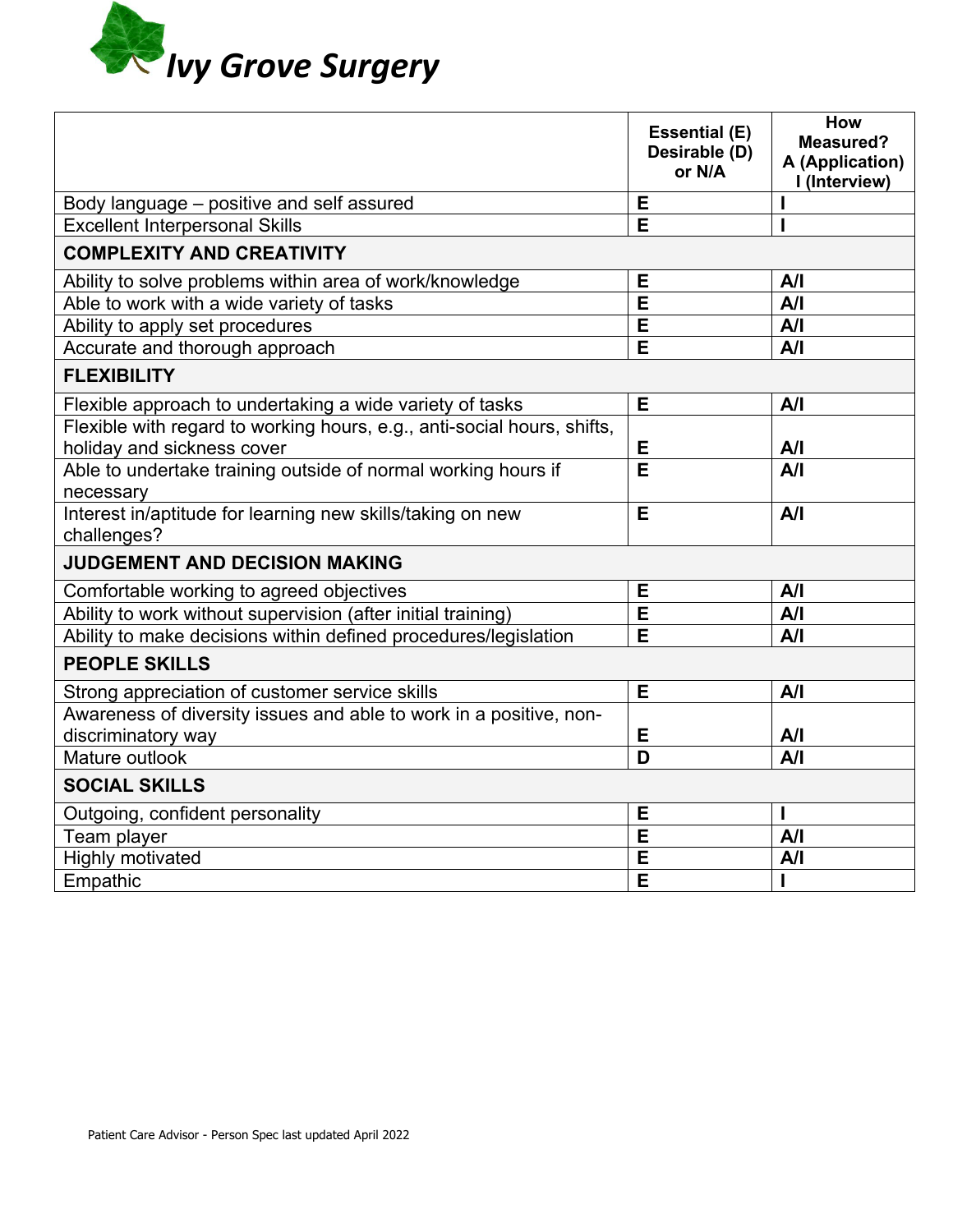# *Ivy Grove Surgery*

| | Essential (E) Desirable (D) or N/A | How Measured? A (Application) I (Interview) |
|---|---|---|
| Body language – positive and self assured | **E** | **I** |
| Excellent Interpersonal Skills | **E** | **I** |
| **COMPLEXITY AND CREATIVITY** | | |
| Ability to solve problems within area of work/knowledge | **E** | **A/I** |
| Able to work with a wide variety of tasks | **E** | **A/I** |
| Ability to apply set procedures | **E** | **A/I** |
| Accurate and thorough approach | **E** | **A/I** |
| **FLEXIBILITY** | | |
| Flexible approach to undertaking a wide variety of tasks | **E** | **A/I** |
| Flexible with regard to working hours, e.g., anti-social hours, shifts, holiday and sickness cover | **E** | **A/I** |
| Able to undertake training outside of normal working hours if necessary | **E** | **A/I** |
| Interest in/aptitude for learning new skills/taking on new challenges? | **E** | **A/I** |
| **JUDGEMENT AND DECISION MAKING** | | |
| Comfortable working to agreed objectives | **E** | **A/I** |
| Ability to work without supervision (after initial training) | **E** | **A/I** |
| Ability to make decisions within defined procedures/legislation | **E** | **A/I** |
| **PEOPLE SKILLS** | | |
| Strong appreciation of customer service skills | **E** | **A/I** |
| Awareness of diversity issues and able to work in a positive, non-discriminatory way | **E** | **A/I** |
| Mature outlook | **D** | **A/I** |
| **SOCIAL SKILLS** | | |
| Outgoing, confident personality | **E** | **I** |
| Team player | **E** | **A/I** |
| Highly motivated | **E** | **A/I** |
| Empathic | **E** | **I** |

Patient Care Advisor - Person Spec last updated April 2022